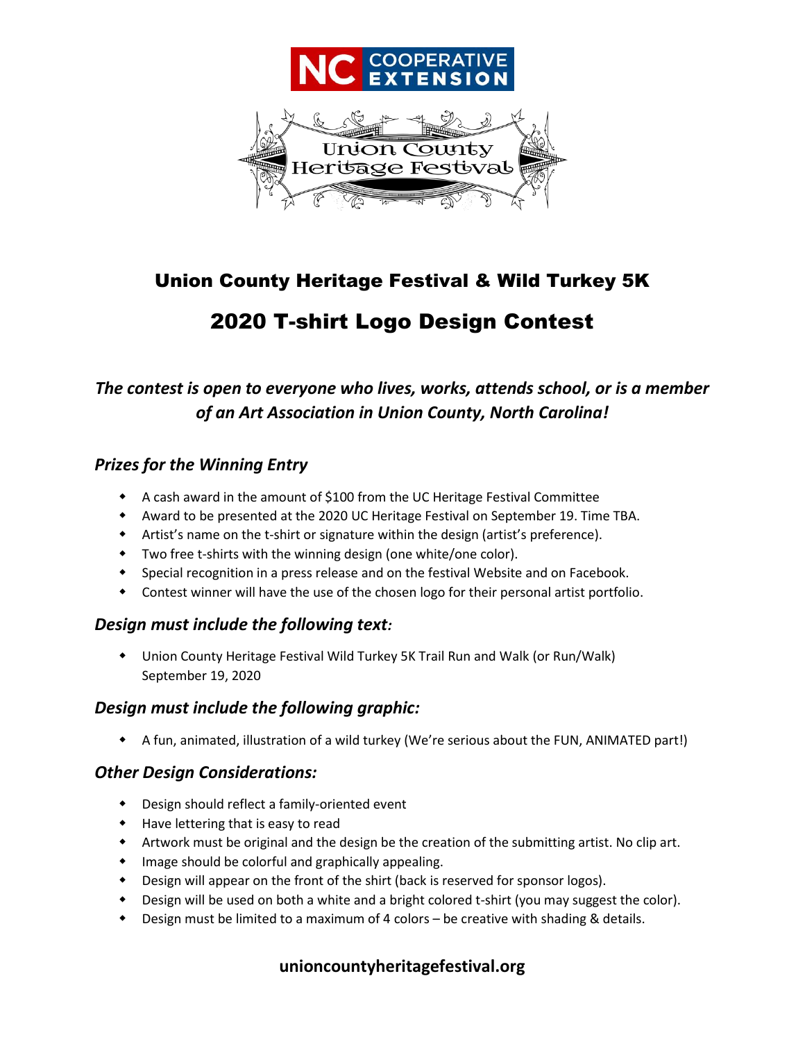NC COOPERATIVE EXTENSION

Union County Heritage Festival

# Union County Heritage Festival & Wild Turkey 5K

# 2020 T-shirt Logo Design Contest

***The contest is open to everyone who lives, works, attends school, or is a member of an Art Association in Union County, North Carolina!***

### *Prizes for the Winning Entry*

- A cash award in the amount of $100 from the UC Heritage Festival Committee
- Award to be presented at the 2020 UC Heritage Festival on September 19. Time TBA.
- Artist's name on the t-shirt or signature within the design (artist's preference).
- Two free t-shirts with the winning design (one white/one color).
- Special recognition in a press release and on the festival Website and on Facebook.
- Contest winner will have the use of the chosen logo for their personal artist portfolio.

### *Design must include the following text:*

- Union County Heritage Festival Wild Turkey 5K Trail Run and Walk (or Run/Walk) September 19, 2020

### *Design must include the following graphic:*

- A fun, animated, illustration of a wild turkey (We're serious about the FUN, ANIMATED part!)

### *Other Design Considerations:*

- Design should reflect a family-oriented event
- Have lettering that is easy to read
- Artwork must be original and the design be the creation of the submitting artist. No clip art.
- Image should be colorful and graphically appealing.
- Design will appear on the front of the shirt (back is reserved for sponsor logos).
- Design will be used on both a white and a bright colored t-shirt (you may suggest the color).
- Design must be limited to a maximum of 4 colors – be creative with shading & details.

**unioncountyheritagefestival.org**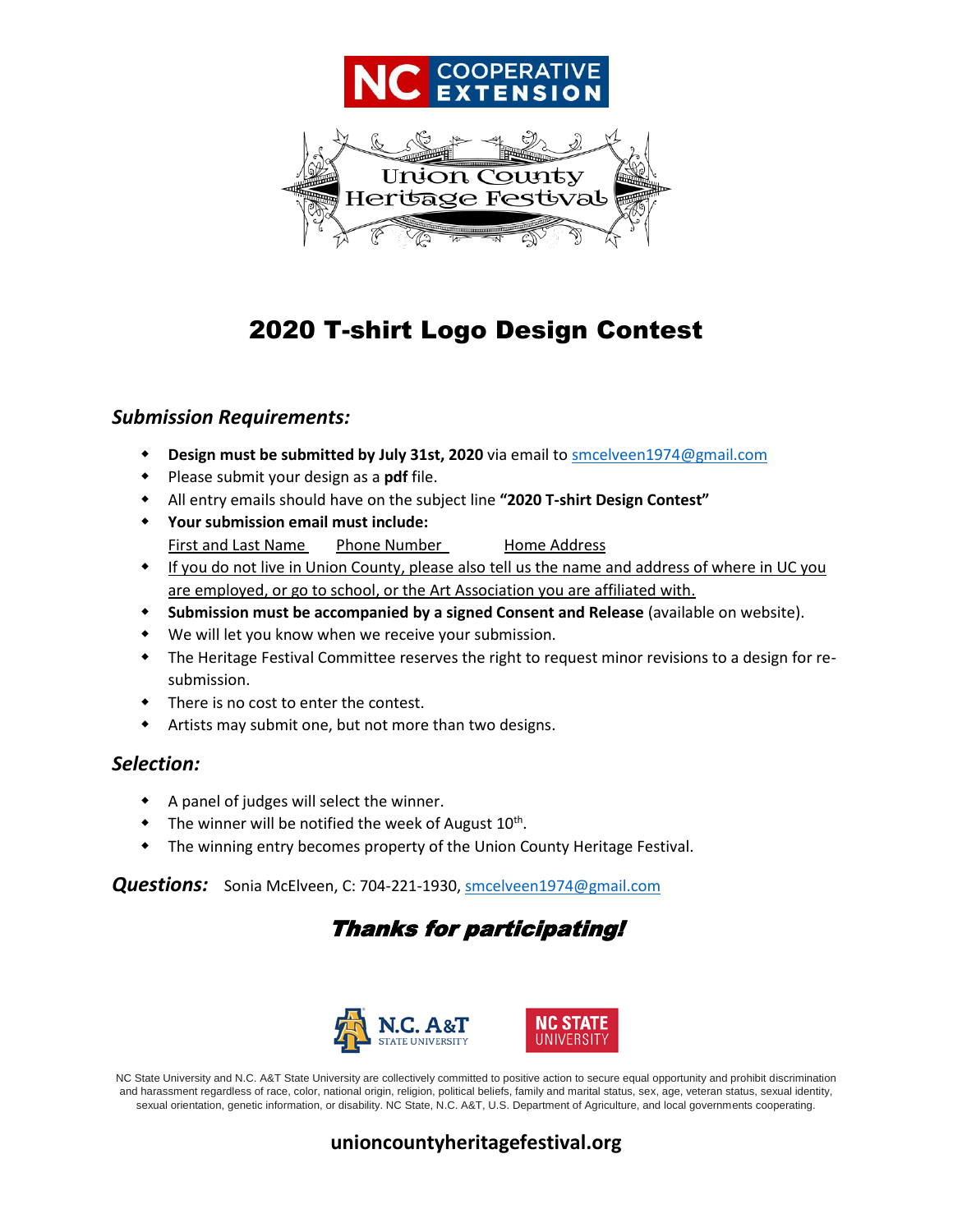NC COOPERATIVE EXTENSION

Union County Heritage Festival

# 2020 T-shirt Logo Design Contest

## *Submission Requirements:*

- **Design must be submitted by July 31st, 2020** via email to smcelveen1974@gmail.com
- Please submit your design as a **pdf** file.
- All entry emails should have on the subject line **"2020 T-shirt Design Contest"**
- **Your submission email must include:**
  First and Last Name   Phone Number   Home Address
- If you do not live in Union County, please also tell us the name and address of where in UC you are employed, or go to school, or the Art Association you are affiliated with.
- **Submission must be accompanied by a signed Consent and Release** (available on website).
- We will let you know when we receive your submission.
- The Heritage Festival Committee reserves the right to request minor revisions to a design for re-submission.
- There is no cost to enter the contest.
- Artists may submit one, but not more than two designs.

## *Selection:*

- A panel of judges will select the winner.
- The winner will be notified the week of August 10th.
- The winning entry becomes property of the Union County Heritage Festival.

***Questions:*** Sonia McElveen, C: 704-221-1930, smcelveen1974@gmail.com

### ***Thanks for participating!***

N.C. A&T STATE UNIVERSITY   NC STATE UNIVERSITY

NC State University and N.C. A&T State University are collectively committed to positive action to secure equal opportunity and prohibit discrimination and harassment regardless of race, color, national origin, religion, political beliefs, family and marital status, sex, age, veteran status, sexual identity, sexual orientation, genetic information, or disability. NC State, N.C. A&T, U.S. Department of Agriculture, and local governments cooperating.

**unioncountyheritagefestival.org**